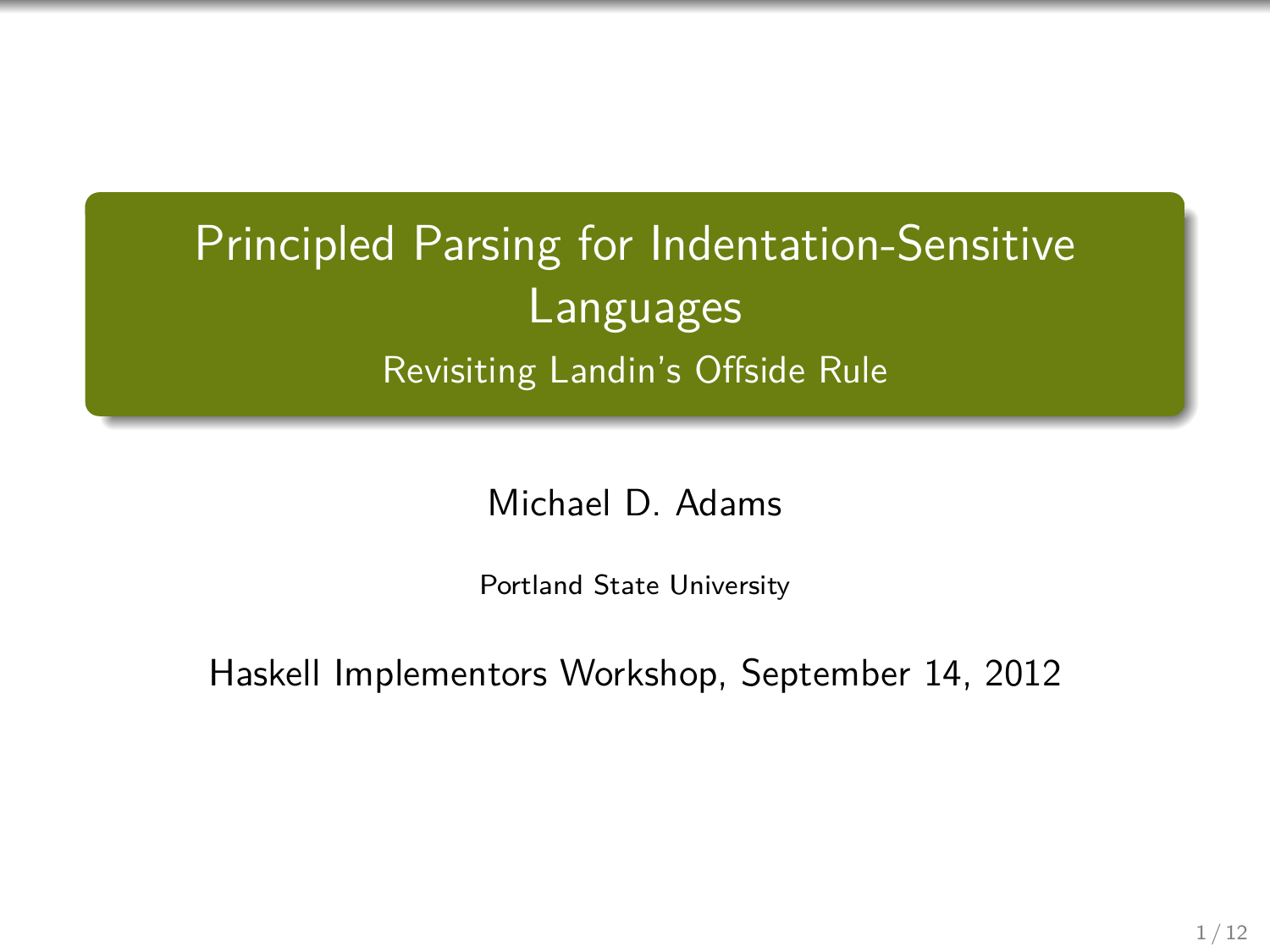# Principled Parsing for Indentation-Sensitive Languages

## Revisiting Landin's Offside Rule

Michael D. Adams

Portland State University

Haskell Implementors Workshop, September 14, 2012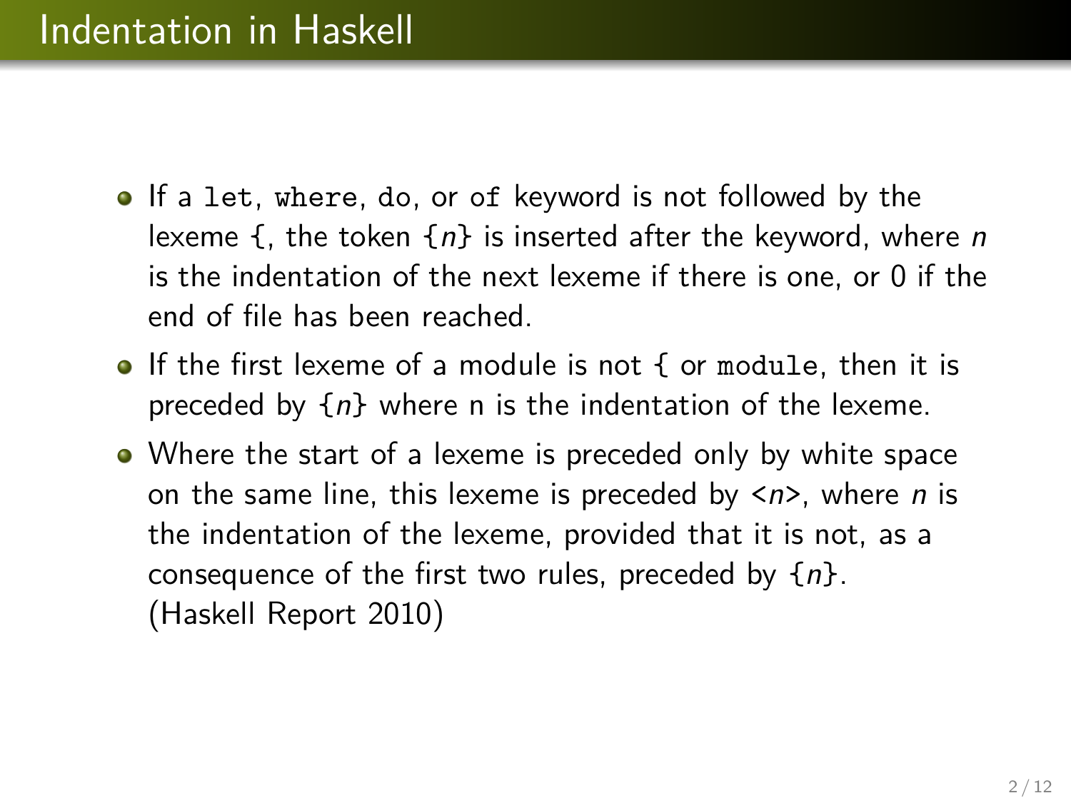# Indentation in Haskell

- If a `let`, `where`, `do`, or `of` keyword is not followed by the lexeme {, the token {*n*} is inserted after the keyword, where *n* is the indentation of the next lexeme if there is one, or 0 if the end of file has been reached.
- If the first lexeme of a module is not { or `module`, then it is preceded by {*n*} where n is the indentation of the lexeme.
- Where the start of a lexeme is preceded only by white space on the same line, this lexeme is preceded by <*n*>, where *n* is the indentation of the lexeme, provided that it is not, as a consequence of the first two rules, preceded by {*n*}.
  (Haskell Report 2010)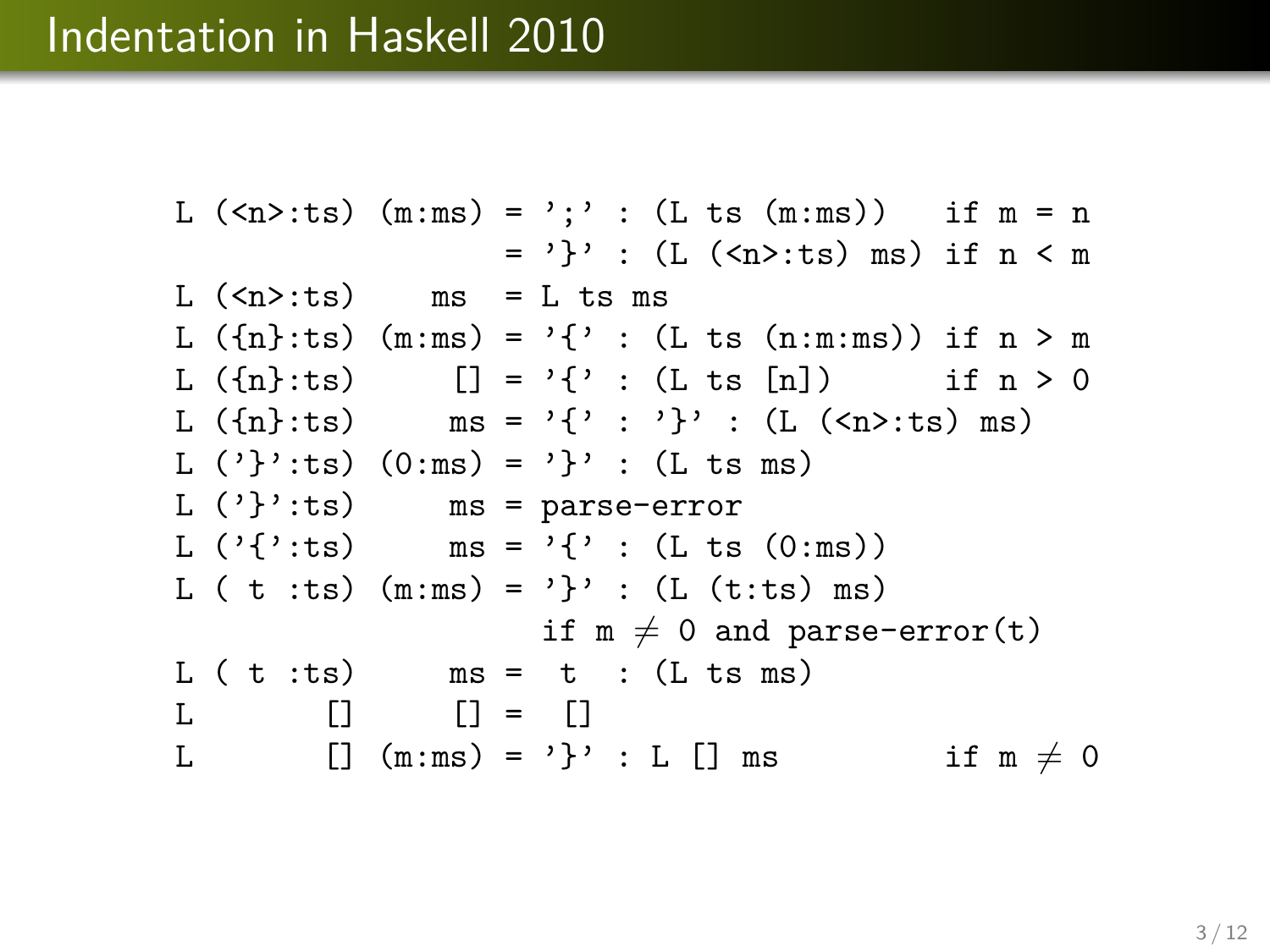# Indentation in Haskell 2010

```
L (<n>:ts) (m:ms) = ';' : (L ts (m:ms))   if m = n
                  = '}' : (L (<n>:ts) ms) if n < m
L (<n>:ts)    ms  = L ts ms
L ({n}:ts) (m:ms) = '{' : (L ts (n:m:ms)) if n > m
L ({n}:ts)     [] = '{' : (L ts [n])      if n > 0
L ({n}:ts)     ms = '{' : '}' : (L (<n>:ts) ms)
L ('}':ts) (0:ms) = '}' : (L ts ms)
L ('}':ts)     ms = parse-error
L ('{':ts)     ms = '{' : (L ts (0:ms))
L ( t :ts) (m:ms) = '}' : (L (t:ts) ms)
                    if m ≠ 0 and parse-error(t)
L ( t :ts)     ms =  t  : (L ts ms)
L       []     [] =  []
L       [] (m:ms) = '}' : L [] ms         if m ≠ 0
```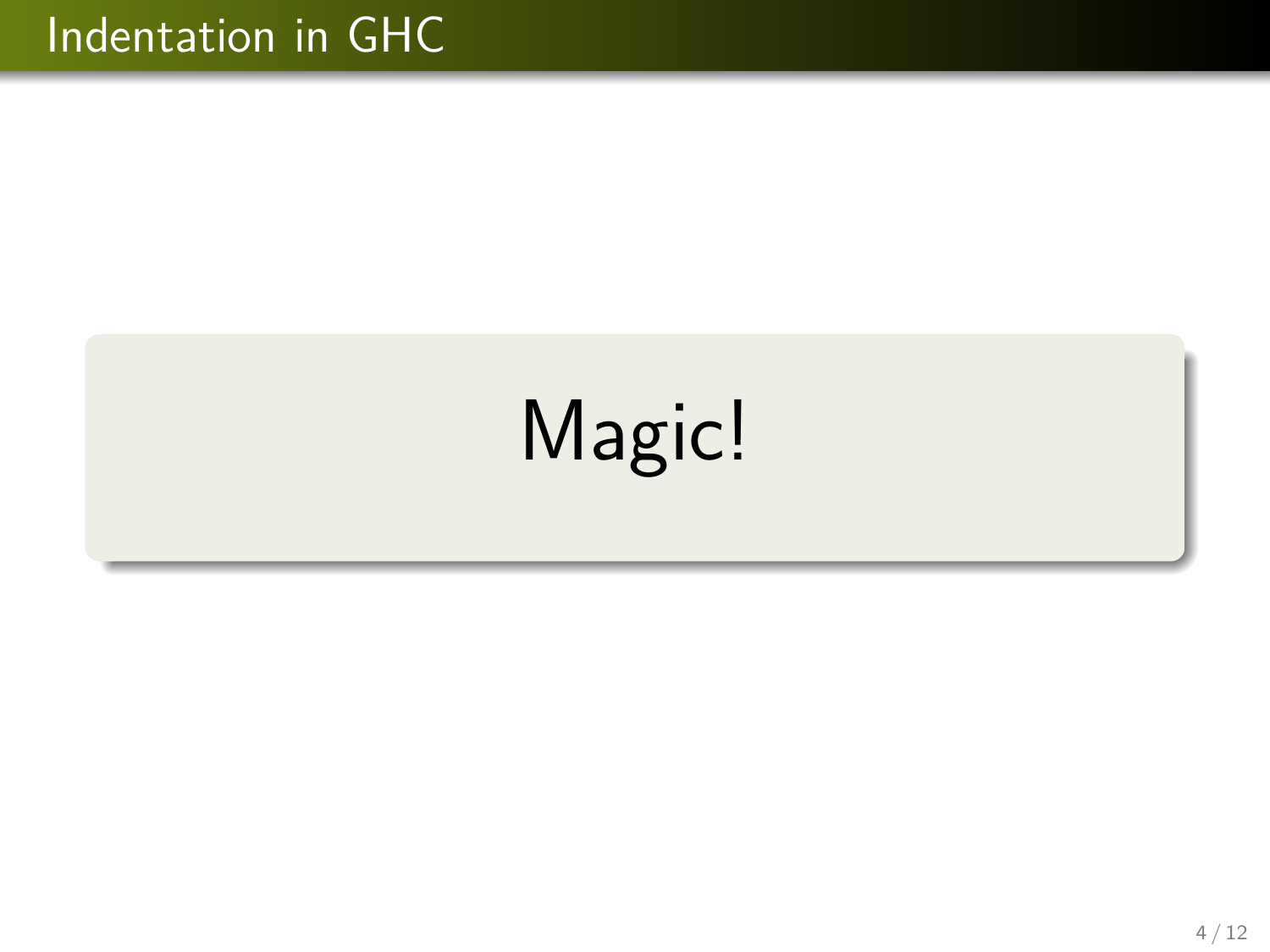# Indentation in GHC

Magic!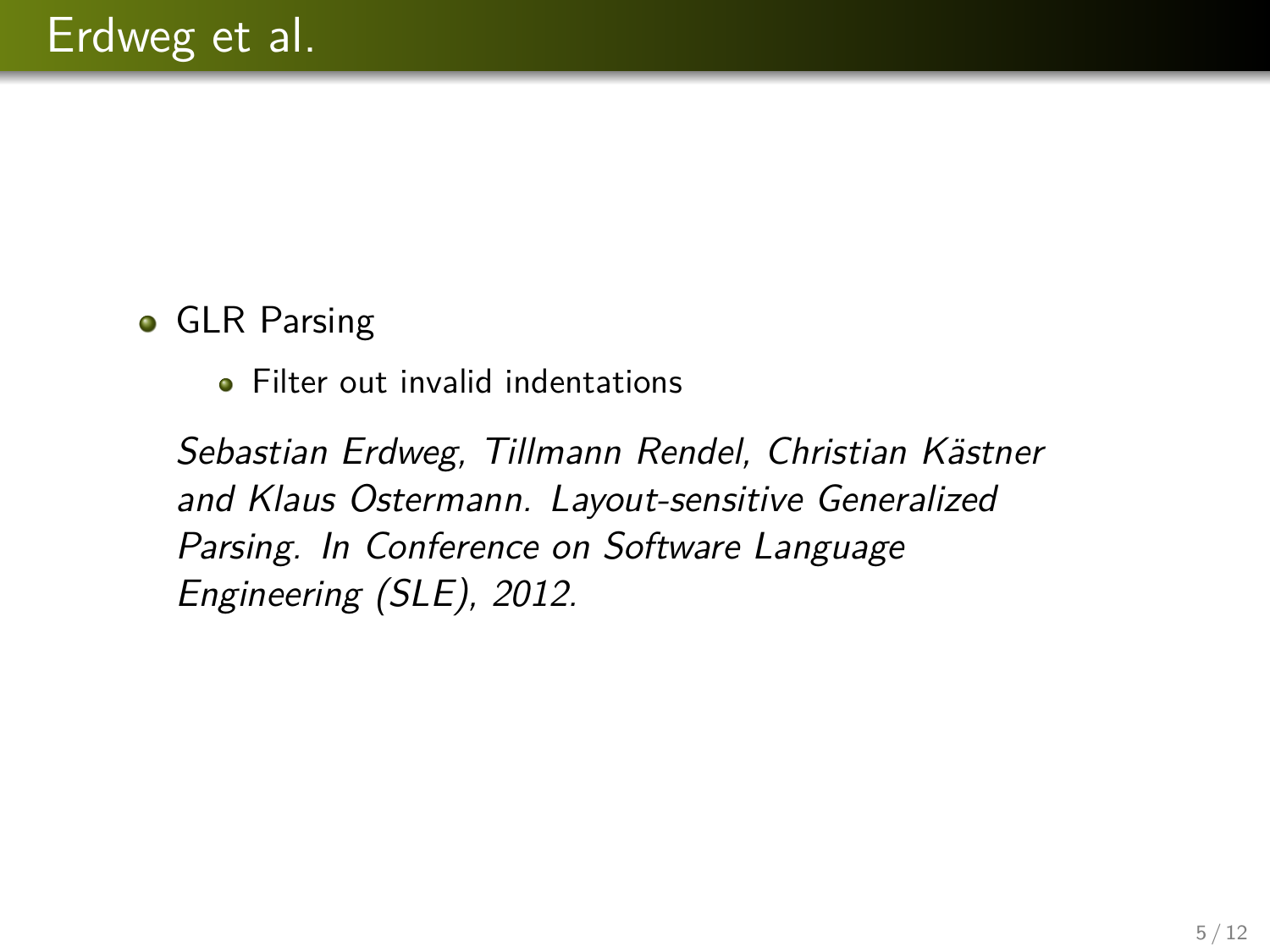# Erdweg et al.

- GLR Parsing
  - Filter out invalid indentations

*Sebastian Erdweg, Tillmann Rendel, Christian Kästner and Klaus Ostermann. Layout-sensitive Generalized Parsing. In Conference on Software Language Engineering (SLE), 2012.*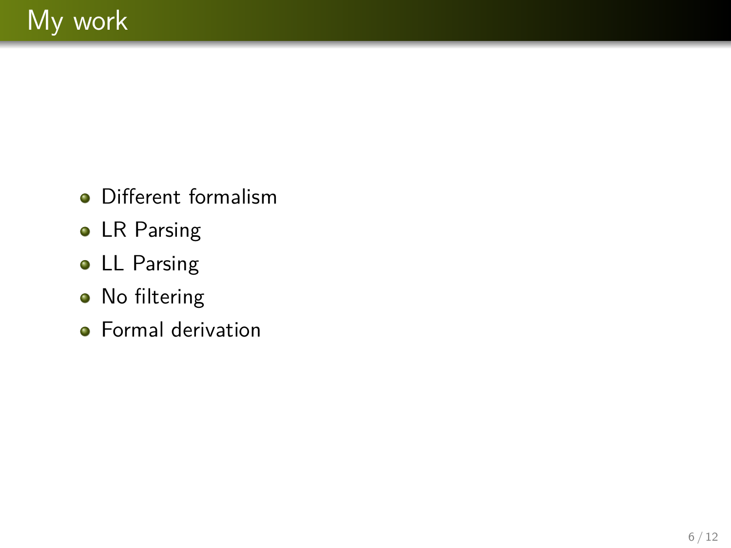# My work

- Different formalism
- LR Parsing
- LL Parsing
- No filtering
- Formal derivation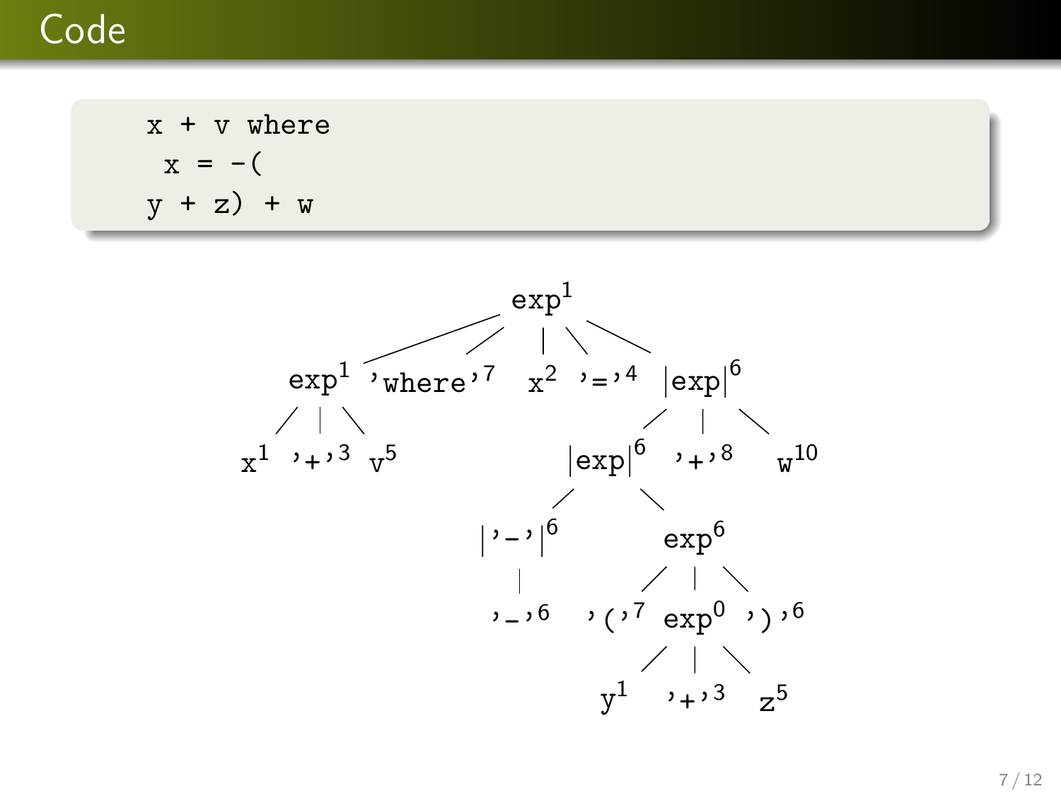# Code

```
x + v where
 x = -(
y + z) + w
```

```
                          exp¹
          /        /      |     \         \
     exp¹    'where'⁷    x²   '='⁴      |exp|⁶
    /  |  \                            /    |    \
  x¹ '+'³ v⁵                      |exp|⁶  '+'⁸   w¹⁰
                                  /     \
                             |'-'|⁶     exp⁶
                               |       /  |   \
                             '-'⁶   '('⁷ exp⁰ ')'⁶
                                        /  |  \
                                      y¹ '+'³ z⁵
```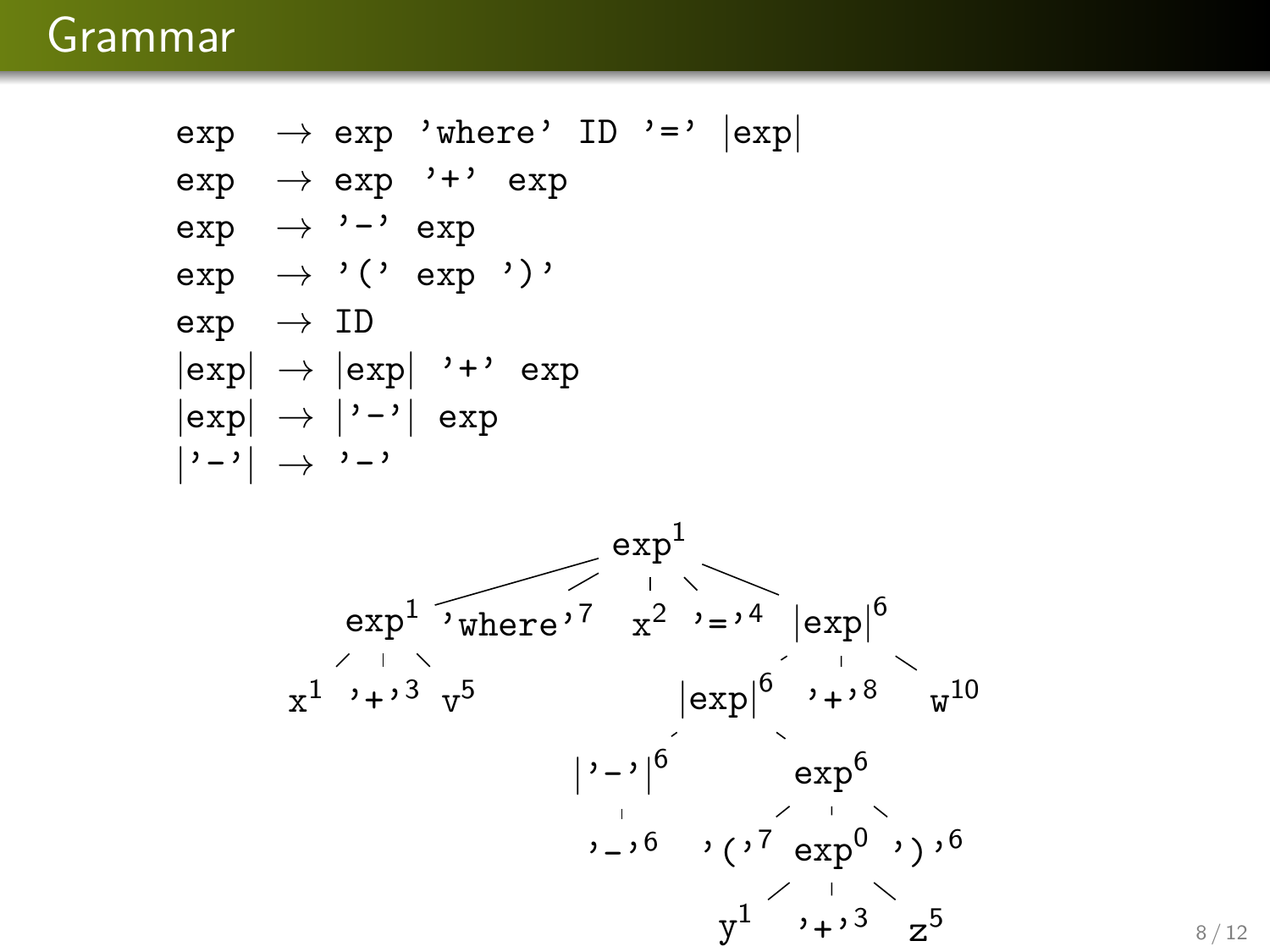# Grammar

```
exp   → exp 'where' ID '=' |exp|
exp   → exp '+' exp
exp   → '-' exp
exp   → '(' exp ')'
exp   → ID
|exp| → |exp| '+' exp
|exp| → |'-'| exp
|'-'| → '-'
```

```
                          exp¹
          ┌──────────┬────┼─────┬──────────┐
        exp¹   'where'⁷   x²   '='⁴     |exp|⁶
      ┌──┼──┐                        ┌────┼────┐
     x¹ '+'³ v⁵                   |exp|⁶  '+'⁸  w¹⁰
                                 ┌──┴──┐
                              |'-'|⁶   exp⁶
                                │    ┌──┼──┐
                              '-'⁶ '('⁷ exp⁰ ')'⁶
                                       ┌──┼──┐
                                      y¹ '+'³ z⁵
```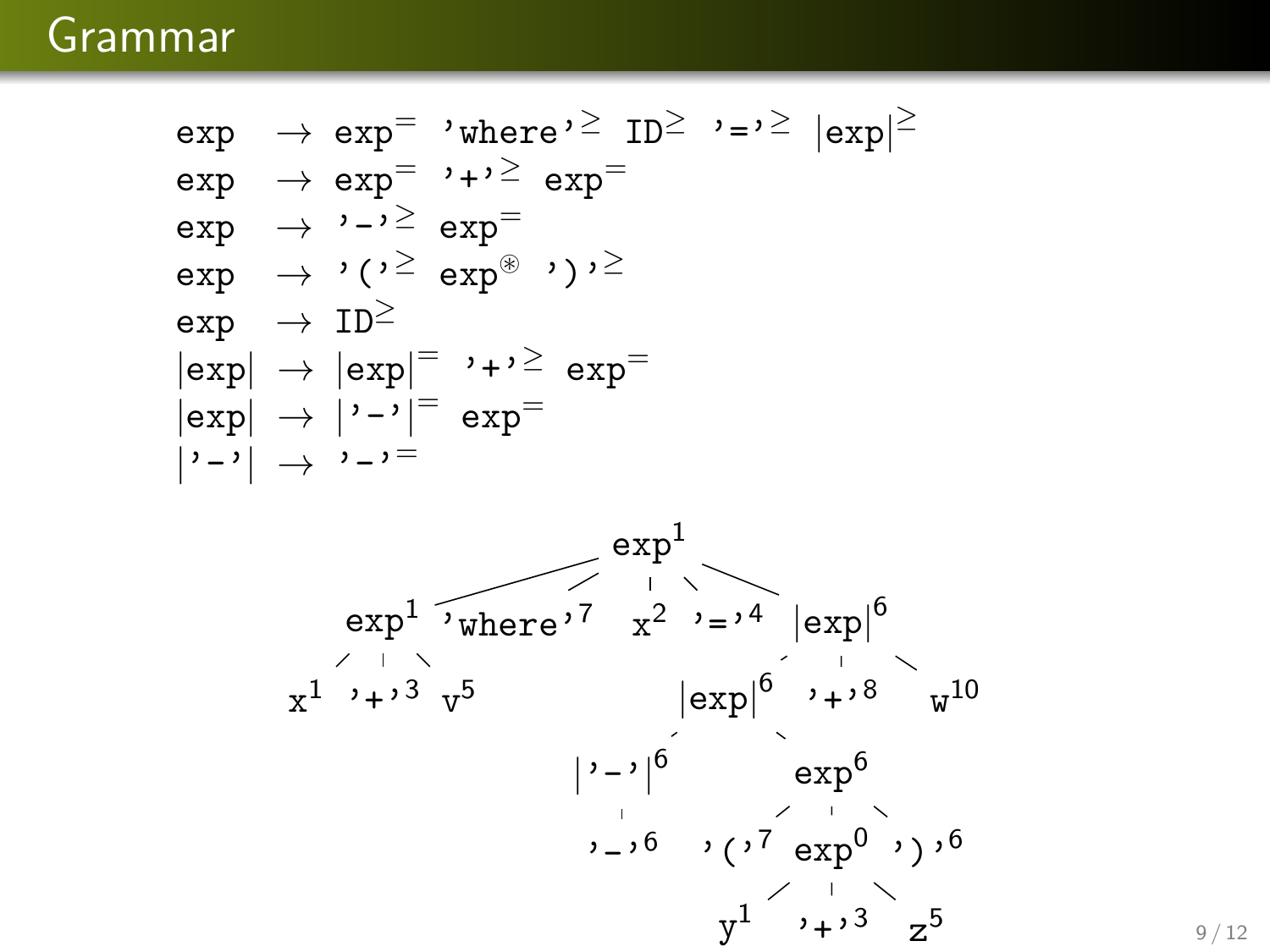# Grammar

```
exp    →  exp⁼ 'where'≥ ID≥ '='≥ |exp|≥
exp    →  exp⁼ '+'≥ exp⁼
exp    →  '-'≥ exp⁼
exp    →  '('≥ exp⊛ ')'≥
exp    →  ID≥
|exp|  →  |exp|⁼ '+'≥ exp⁼
|exp|  →  |'-'|⁼ exp⁼
|'-'|  →  '-'⁼
```

$$
\begin{array}{lcl}
\texttt{exp} & \rightarrow & \texttt{exp}^{=}\ \texttt{'where'}^{\geq}\ \texttt{ID}^{\geq}\ \texttt{'='}^{\geq}\ |\texttt{exp}|^{\geq} \\
\texttt{exp} & \rightarrow & \texttt{exp}^{=}\ \texttt{'+'}^{\geq}\ \texttt{exp}^{=} \\
\texttt{exp} & \rightarrow & \texttt{'-'}^{\geq}\ \texttt{exp}^{=} \\
\texttt{exp} & \rightarrow & \texttt{'('}^{\geq}\ \texttt{exp}^{\circledast}\ \texttt{')'}^{\geq} \\
\texttt{exp} & \rightarrow & \texttt{ID}^{\geq} \\
|\texttt{exp}| & \rightarrow & |\texttt{exp}|^{=}\ \texttt{'+'}^{\geq}\ \texttt{exp}^{=} \\
|\texttt{exp}| & \rightarrow & |\texttt{'-'}|^{=}\ \texttt{exp}^{=} \\
|\texttt{'-'}| & \rightarrow & \texttt{'-'}^{=}
\end{array}
$$

```
                         exp¹
         ┌───────┬───────┼──────┬──────────┐
       exp¹   'where'⁷   x²    '='⁴      |exp|⁶
    ┌───┼───┐                      ┌───────┼───────┐
   x¹  '+'³  v⁵                 |exp|⁶    '+'⁸     w¹⁰
                              ┌────┴────┐
                           |'-'|⁶      exp⁶
                              │     ┌────┼────┐
                            '-'⁶  '('⁷  exp⁰  ')'⁶
                                      ┌──┼──┐
                                     y¹ '+'³ z⁵
```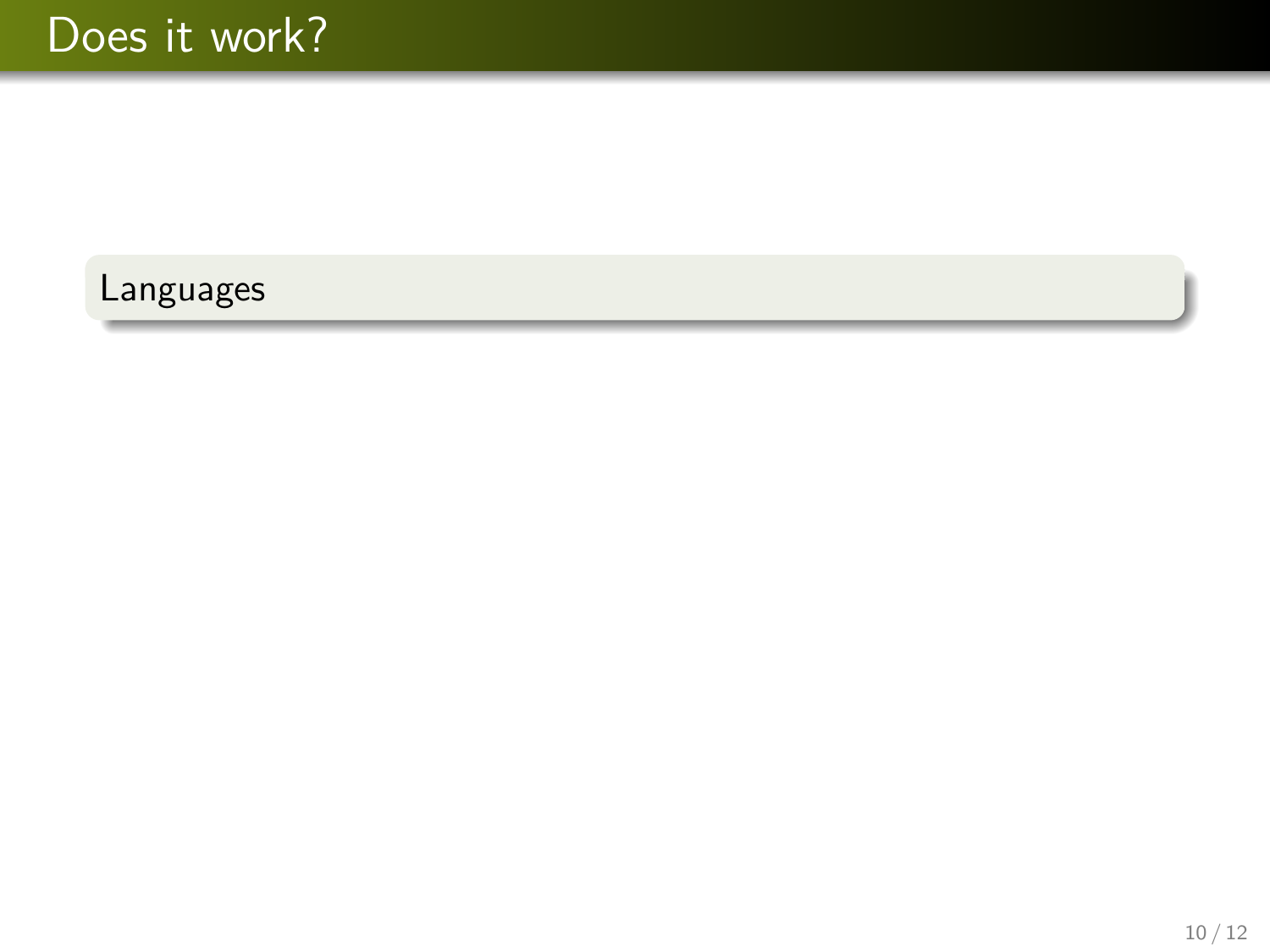# Does it work?

**Languages**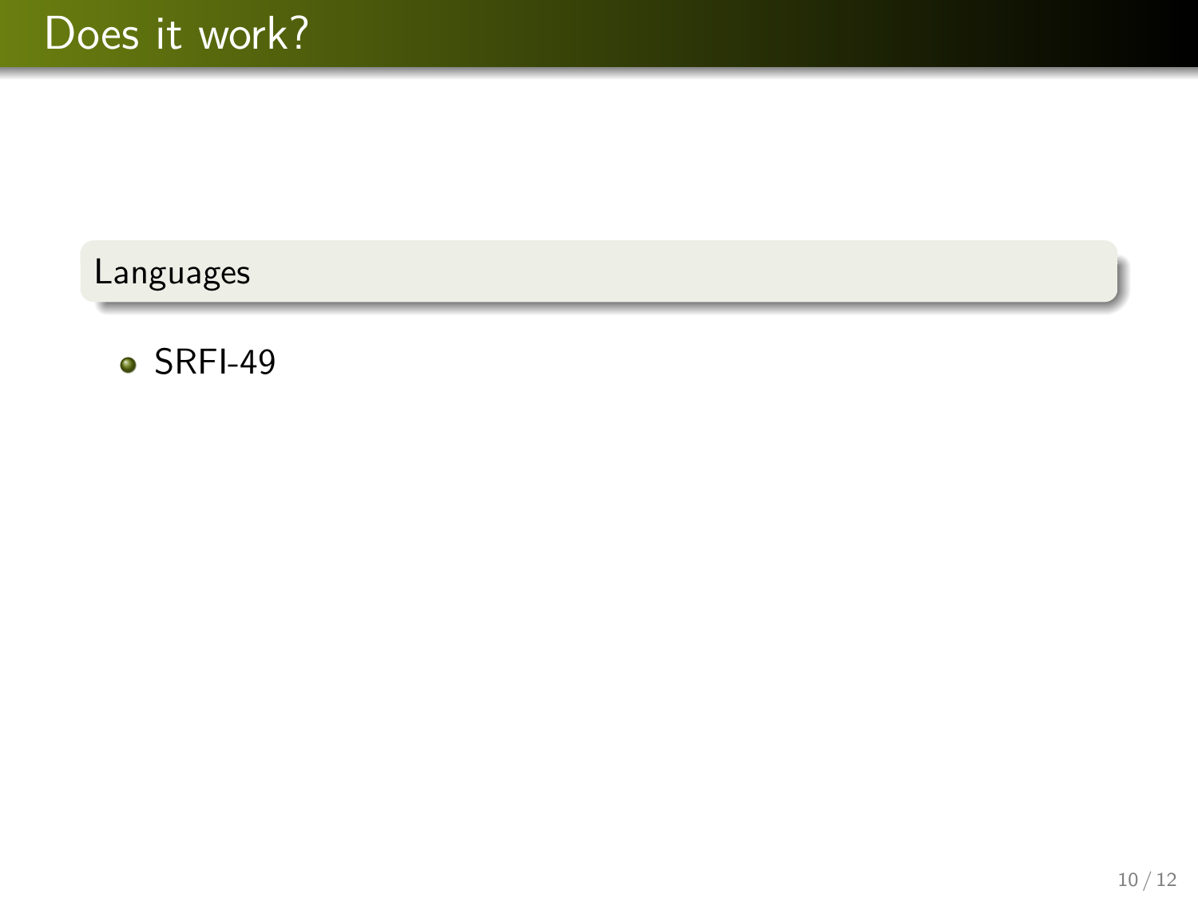# Does it work?

## Languages

- SRFI-49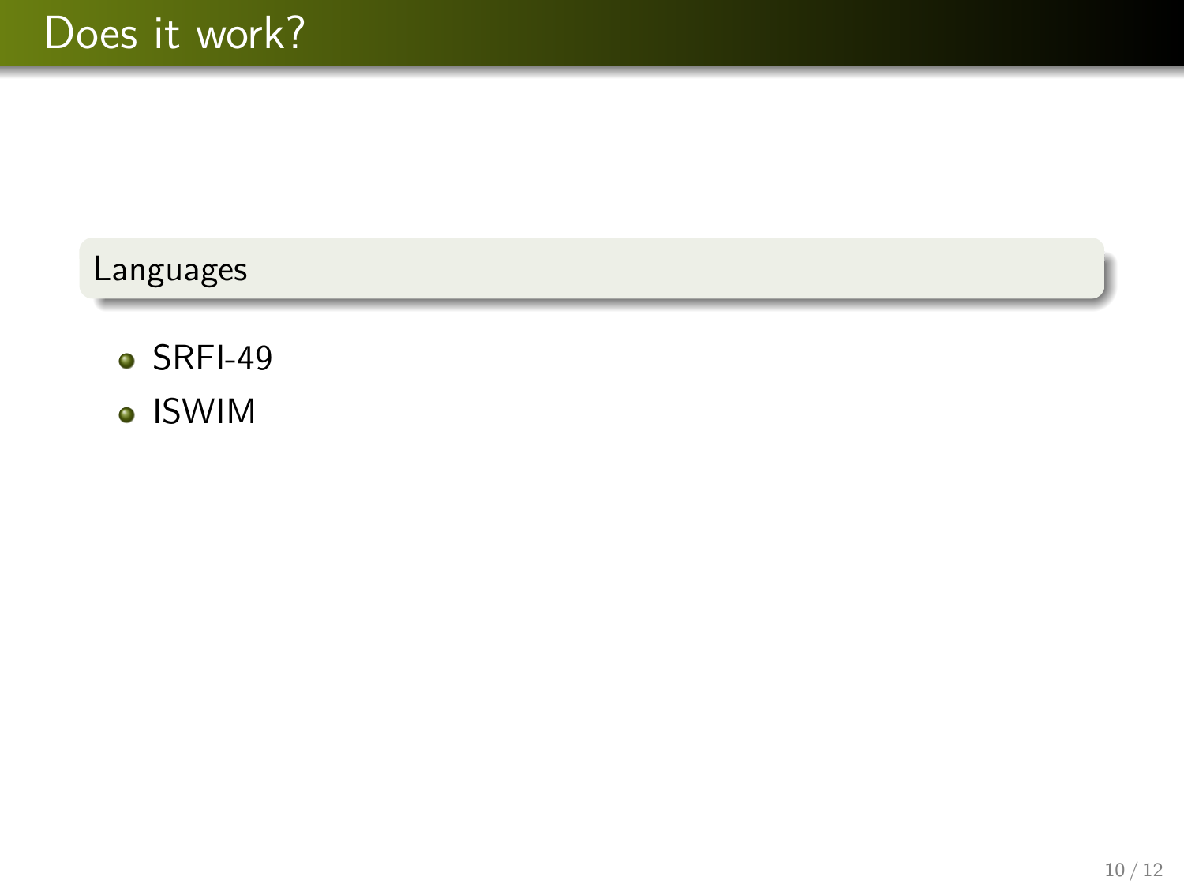# Does it work?

## Languages

- SRFI-49
- ISWIM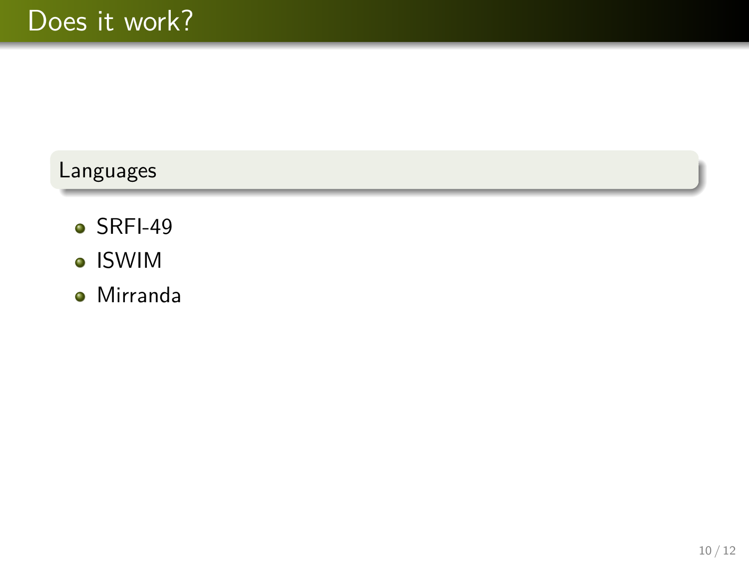# Does it work?

**Languages**

- SRFI-49
- ISWIM
- Mirranda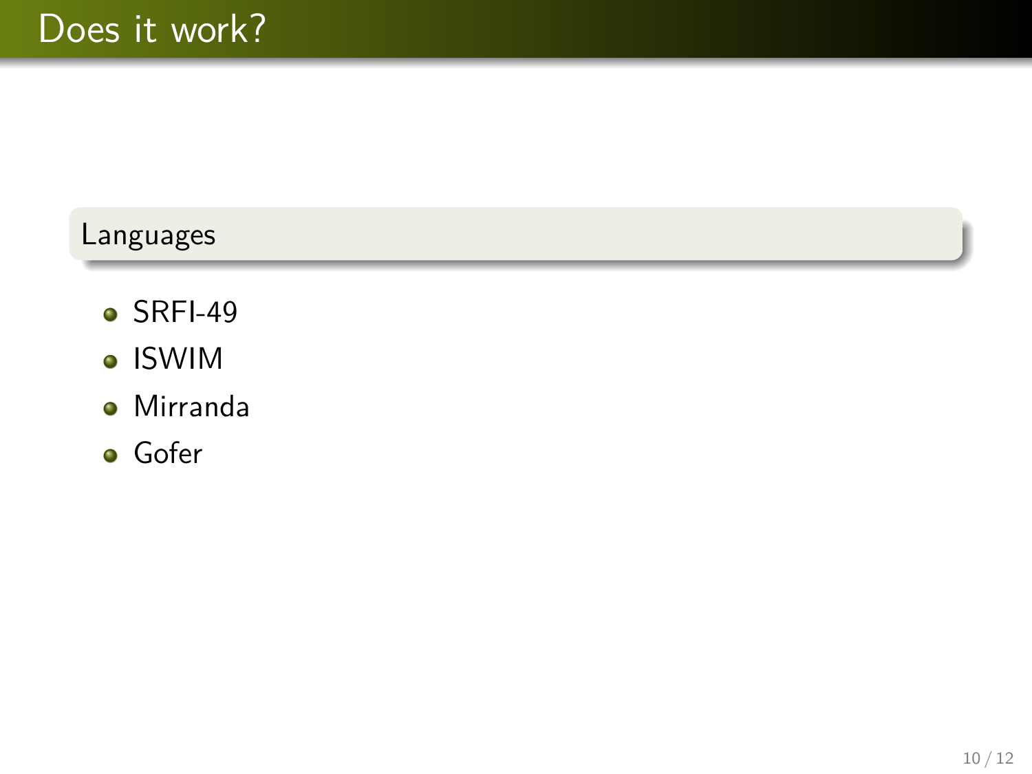# Does it work?

## Languages

- SRFI-49
- ISWIM
- Mirranda
- Gofer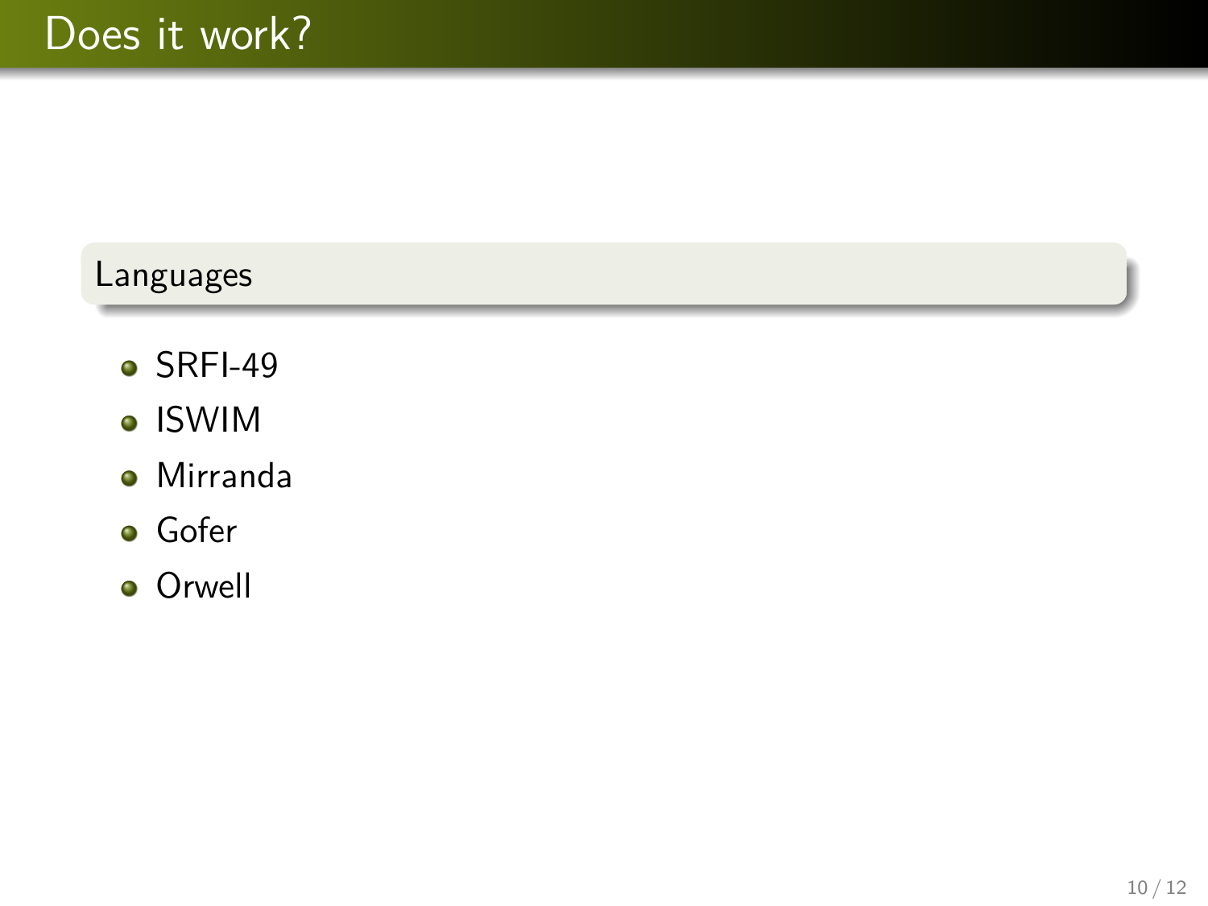# Does it work?

## Languages

- SRFI-49
- ISWIM
- Mirranda
- Gofer
- Orwell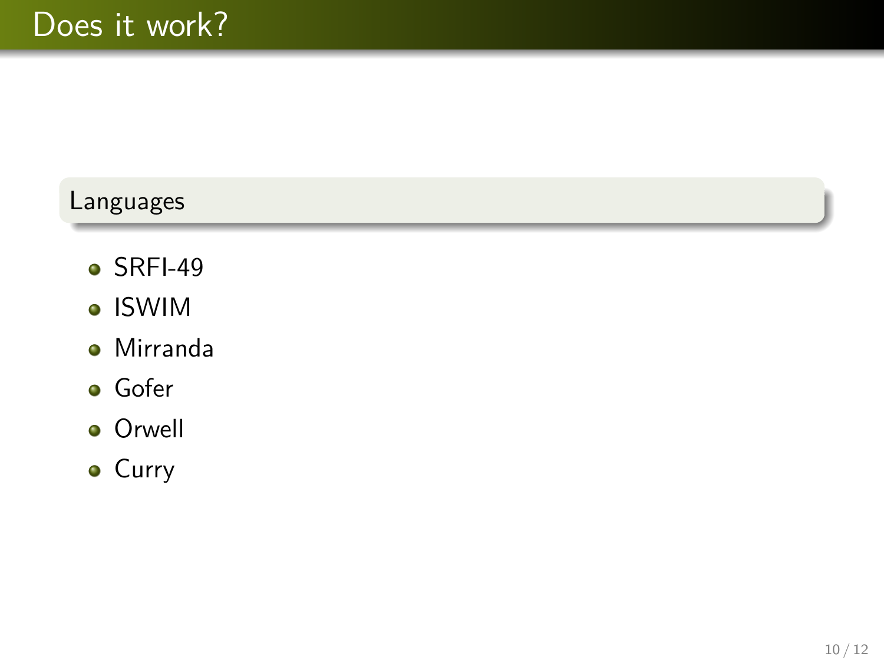# Does it work?

## Languages

- SRFI-49
- ISWIM
- Mirranda
- Gofer
- Orwell
- Curry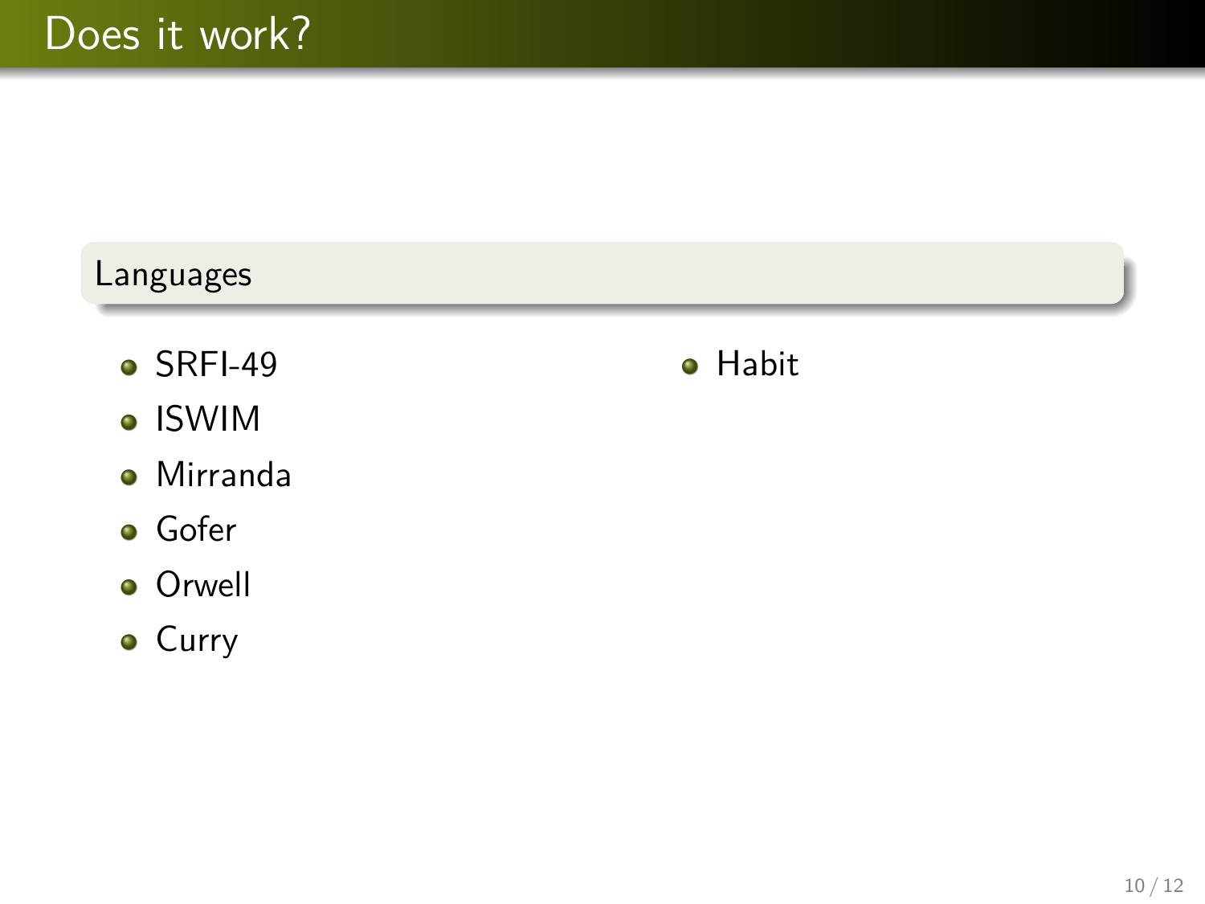# Does it work?

## Languages

- SRFI-49
- ISWIM
- Mirranda
- Gofer
- Orwell
- Curry
- Habit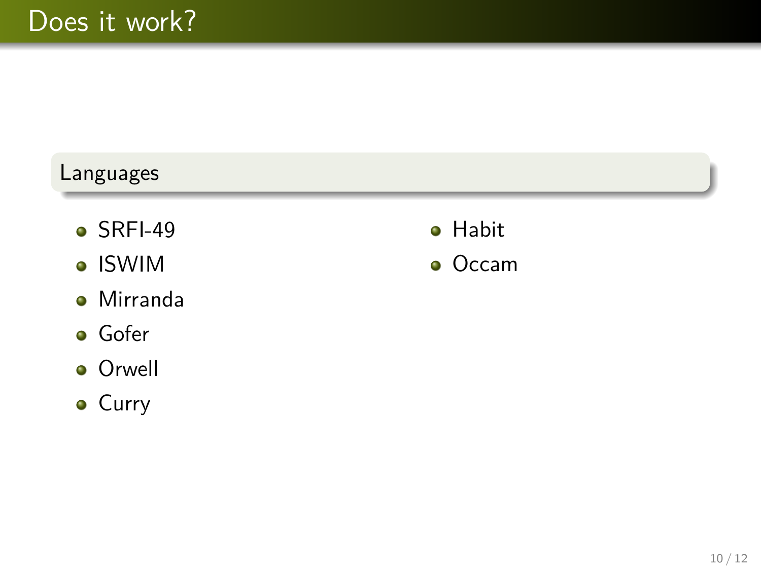# Does it work?

## Languages

- SRFI-49
- ISWIM
- Mirranda
- Gofer
- Orwell
- Curry
- Habit
- Occam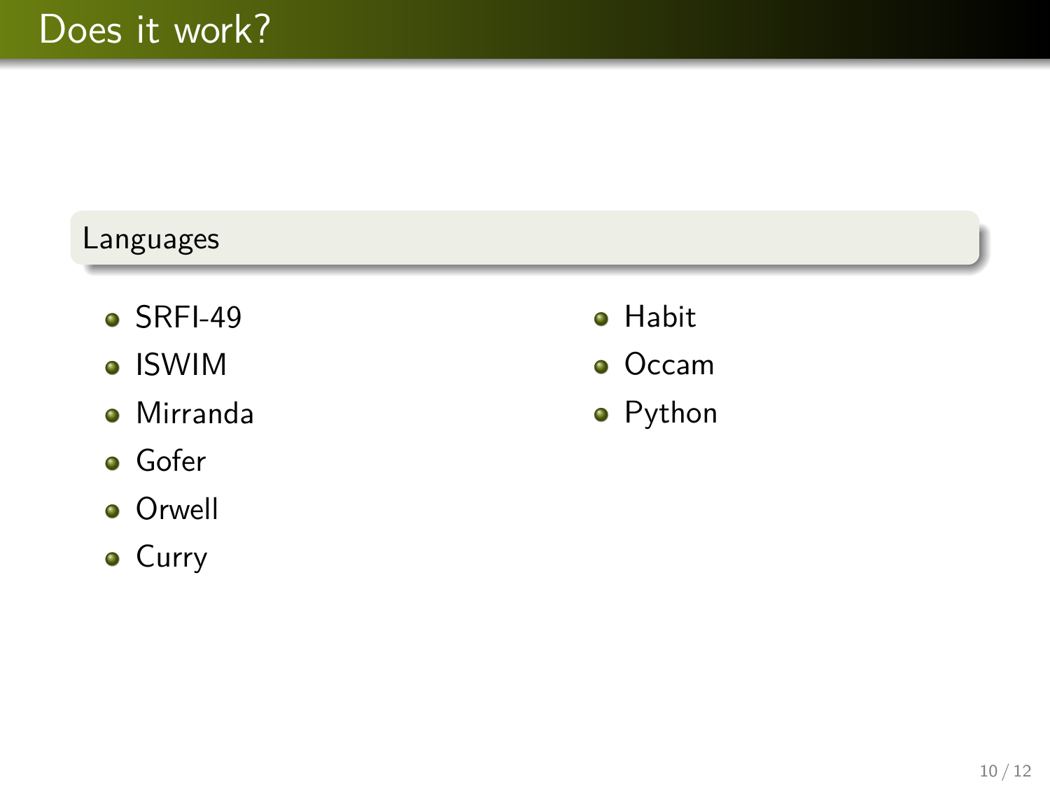# Does it work?

### Languages

- SRFI-49
- ISWIM
- Mirranda
- Gofer
- Orwell
- Curry
- Habit
- Occam
- Python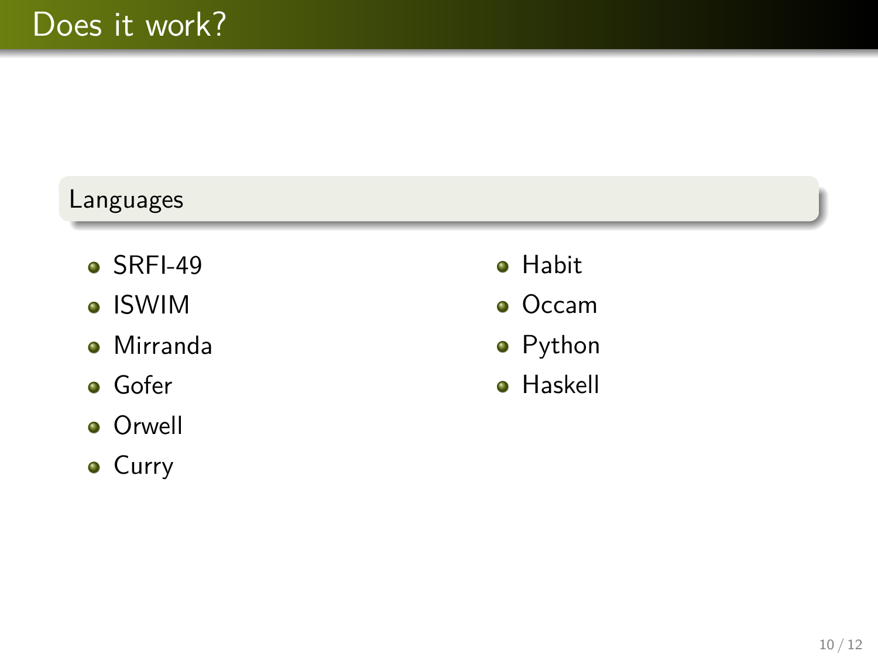# Does it work?

### Languages

- SRFI-49
- ISWIM
- Mirranda
- Gofer
- Orwell
- Curry
- Habit
- Occam
- Python
- Haskell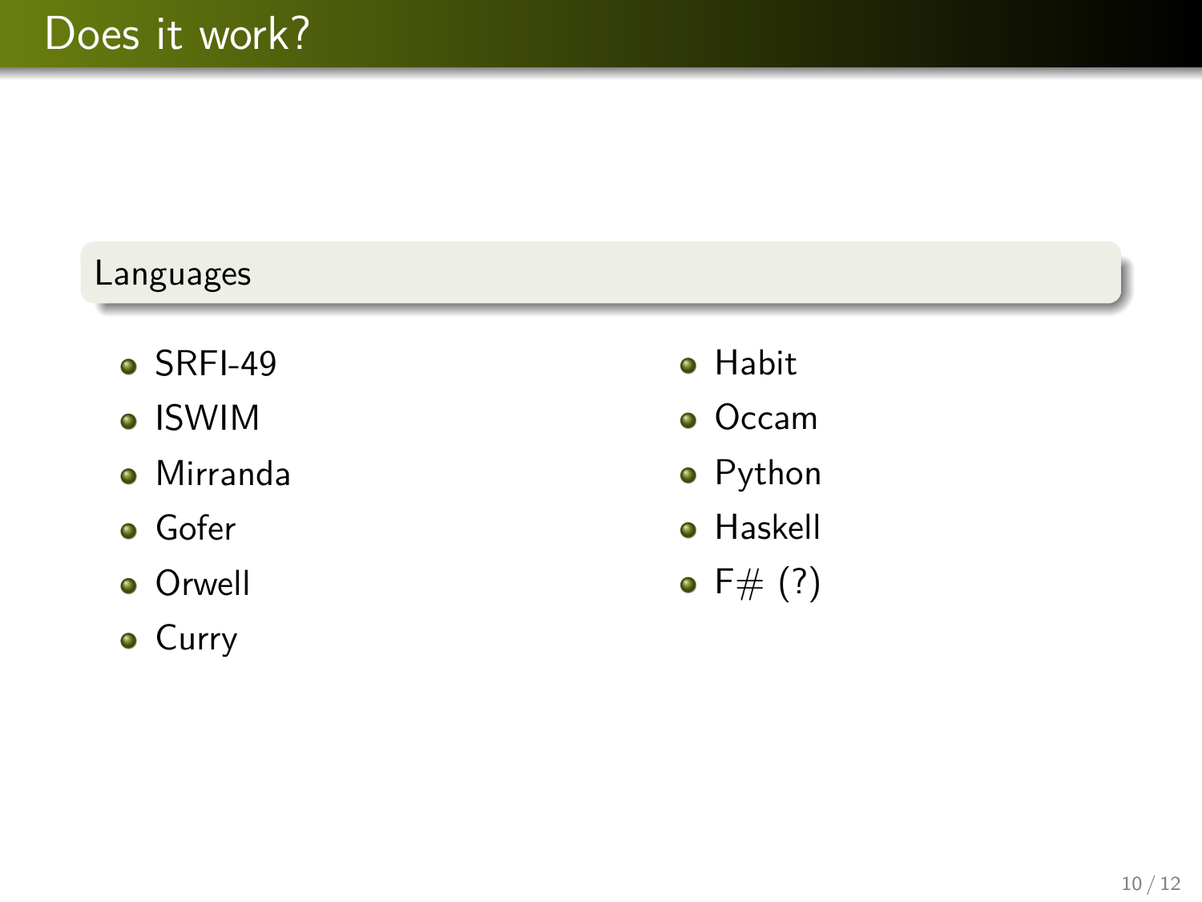# Does it work?

## Languages

- SRFI-49
- ISWIM
- Mirranda
- Gofer
- Orwell
- Curry
- Habit
- Occam
- Python
- Haskell
- F# (?)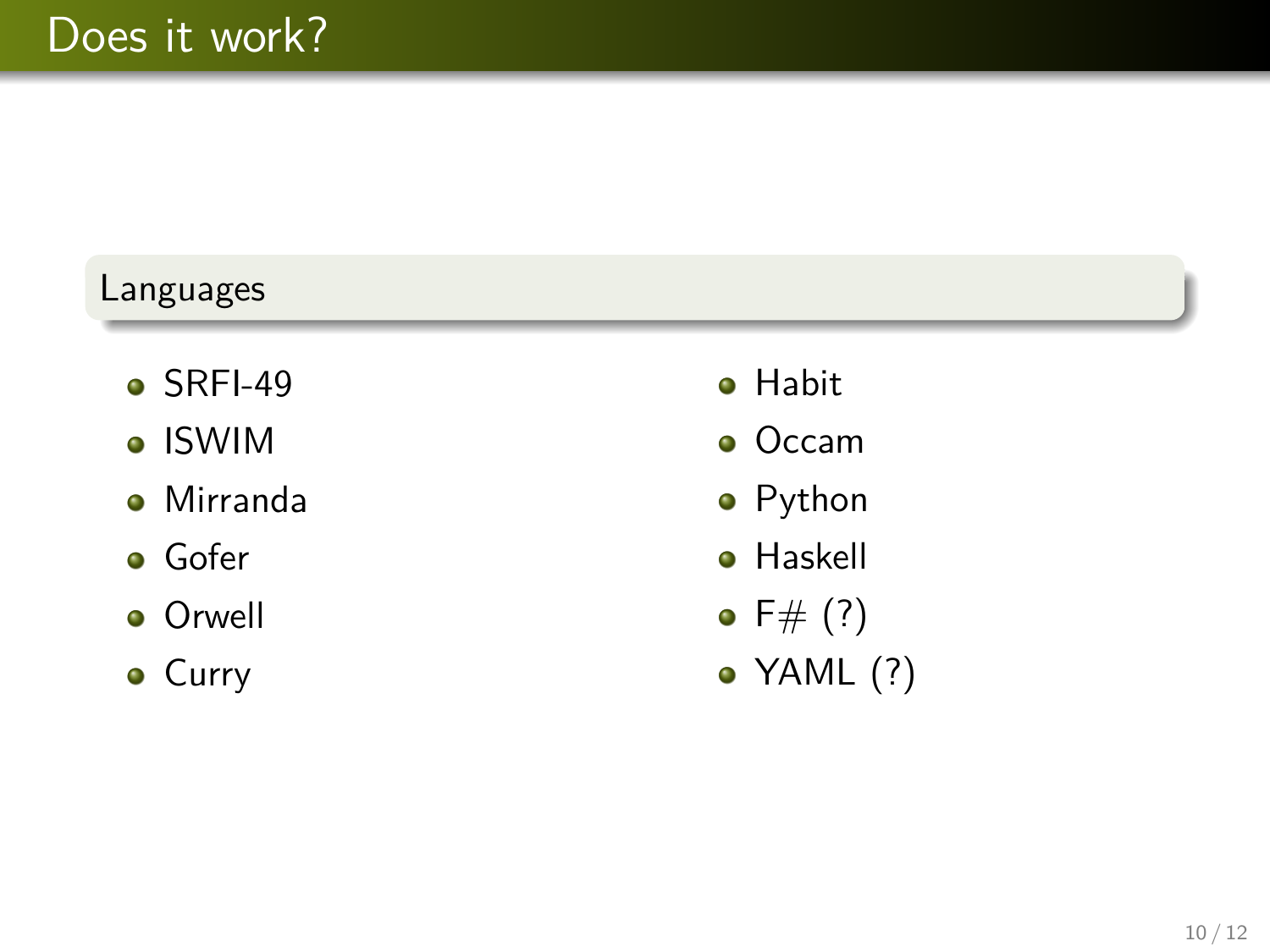# Does it work?

## Languages

- SRFI-49
- ISWIM
- Mirranda
- Gofer
- Orwell
- Curry
- Habit
- Occam
- Python
- Haskell
- F# (?)
- YAML (?)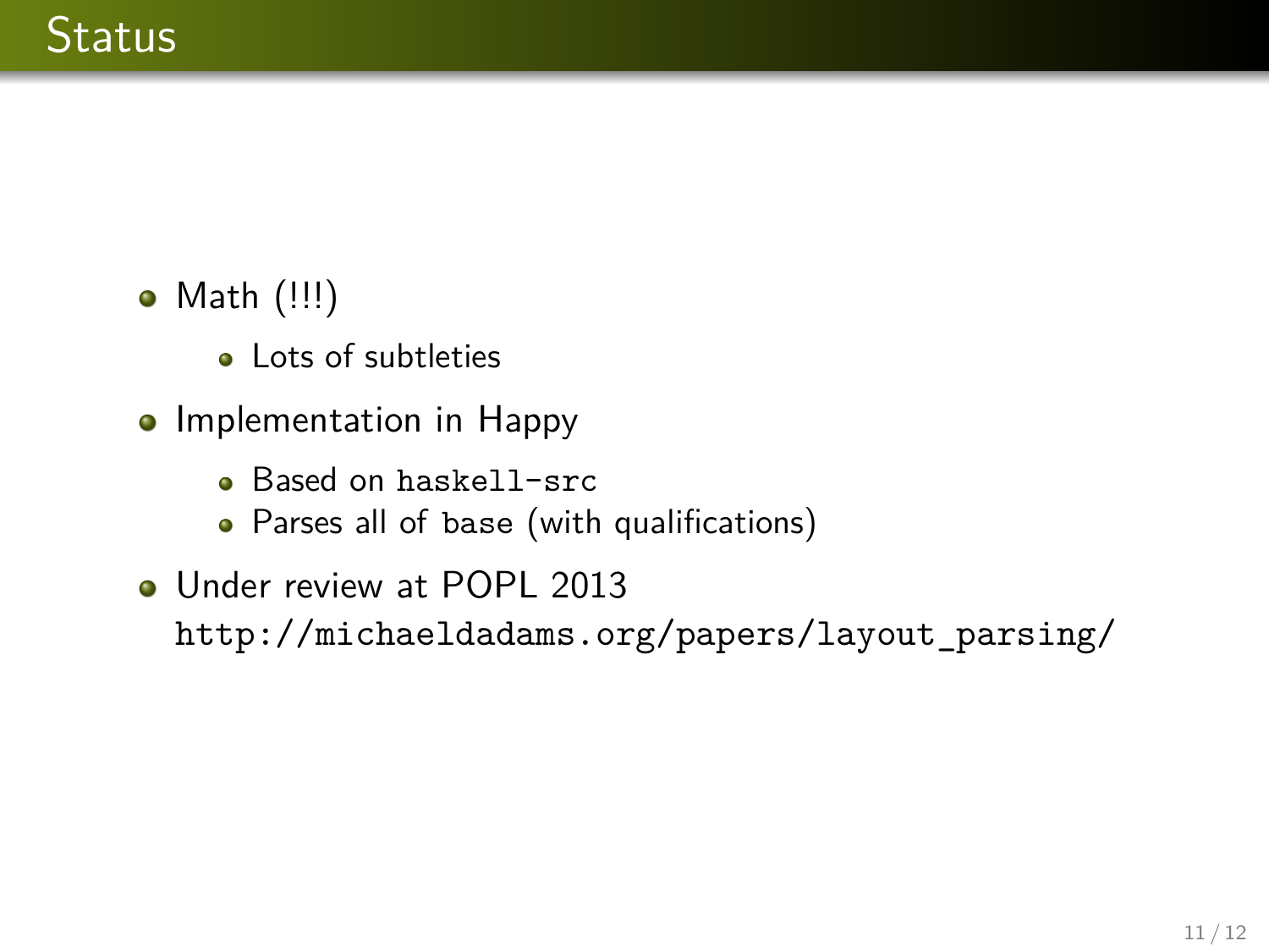# Status

- Math (!!!)
  - Lots of subtleties
- Implementation in Happy
  - Based on `haskell-src`
  - Parses all of `base` (with qualifications)
- Under review at POPL 2013
  `http://michaeldadams.org/papers/layout_parsing/`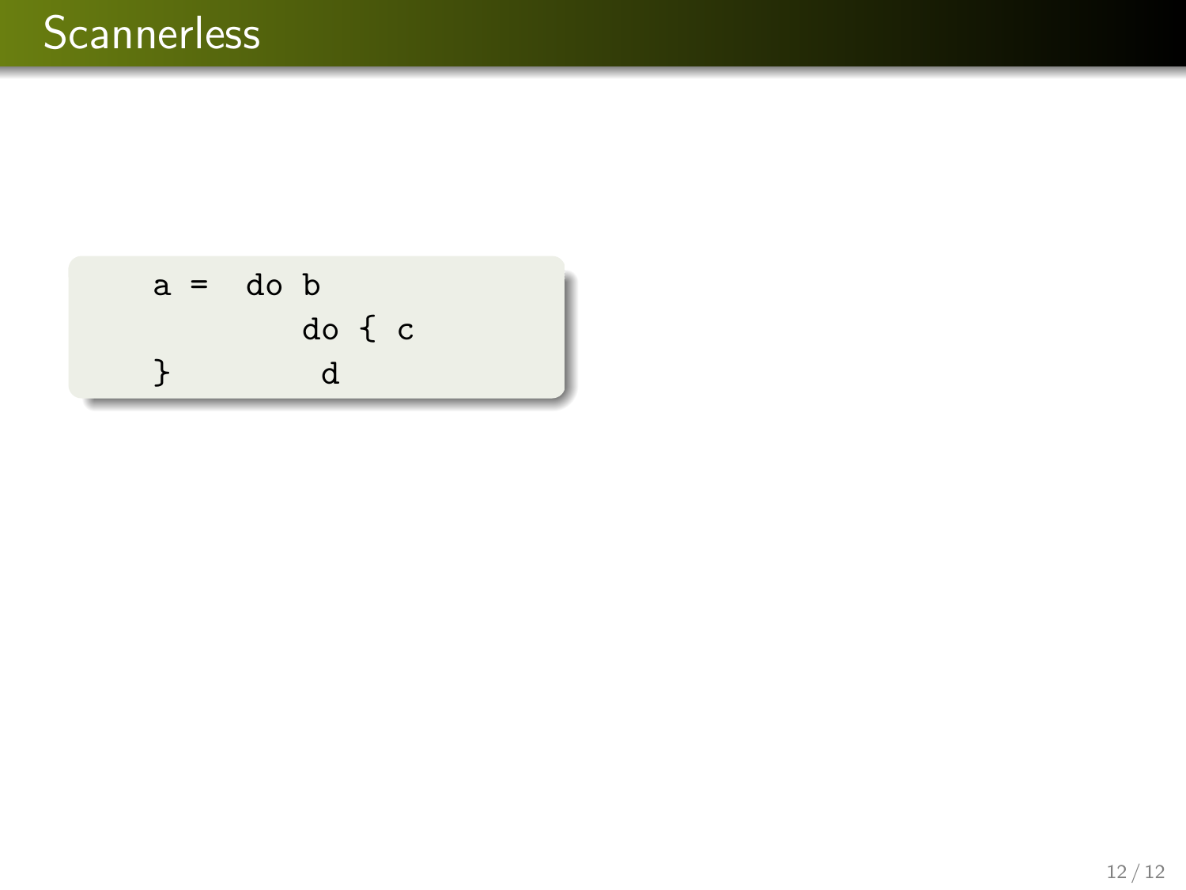# Scannerless

```
a =  do b
        do { c
}        d
```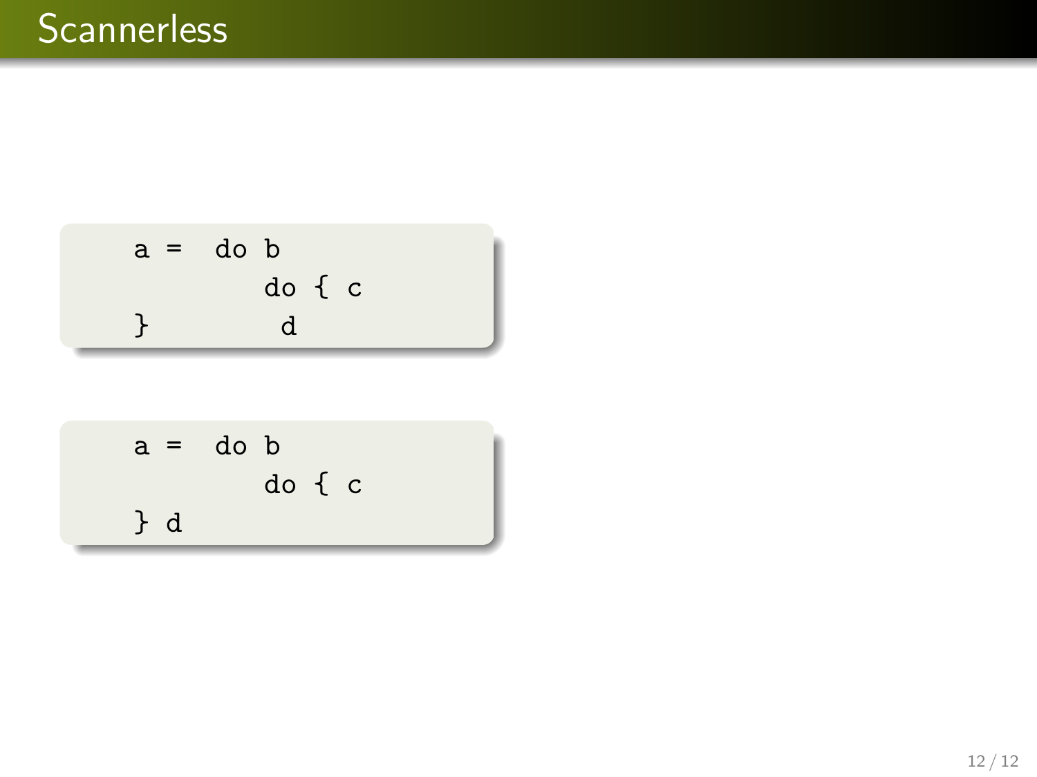# Scannerless

```
a =  do b
        do { c
}        d
```

```
a =  do b
        do { c
} d
```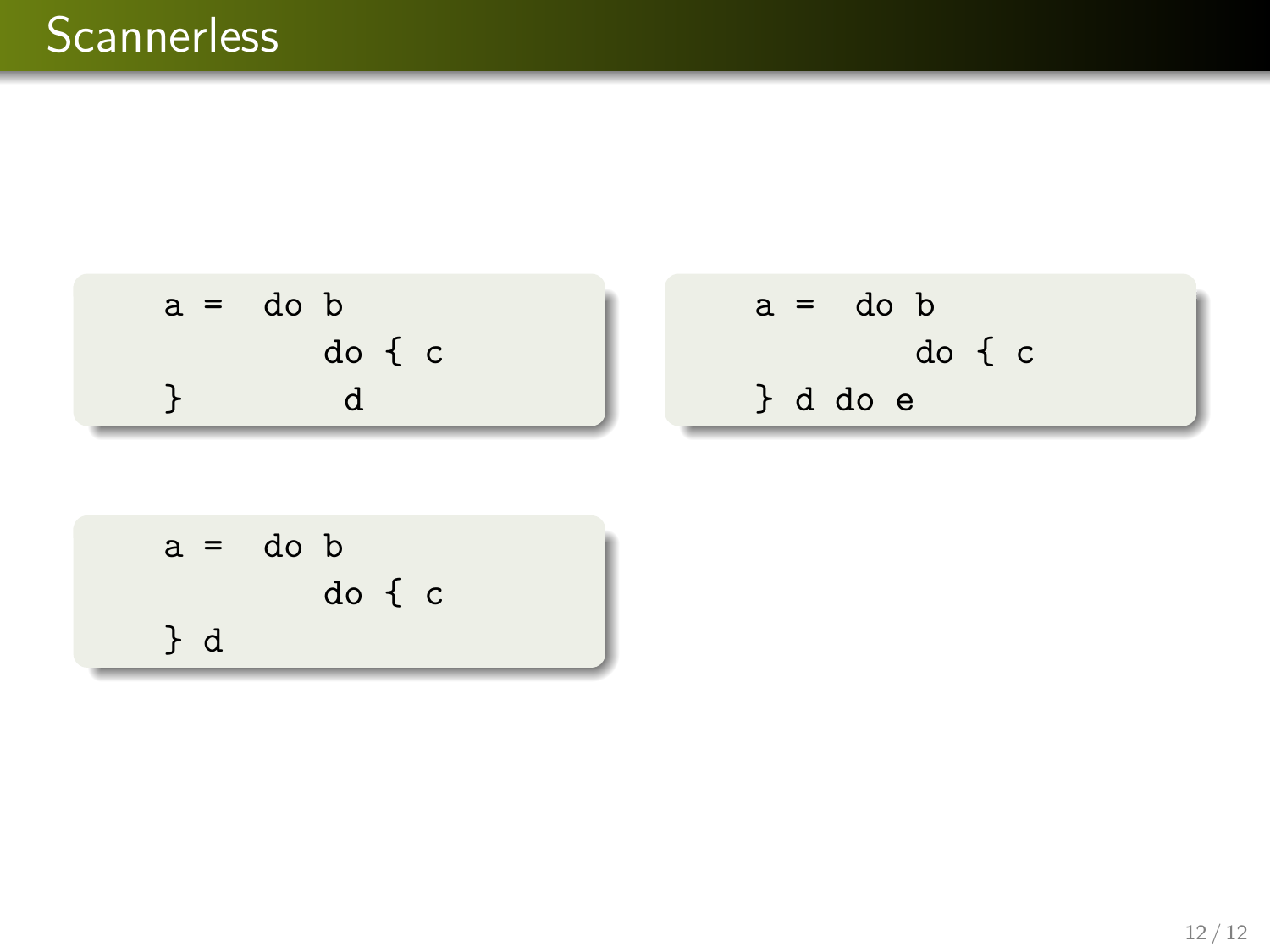# Scannerless

```
a =  do b
        do { c
}        d
```

```
a =  do b
        do { c
} d do e
```

```
a =  do b
        do { c
} d
```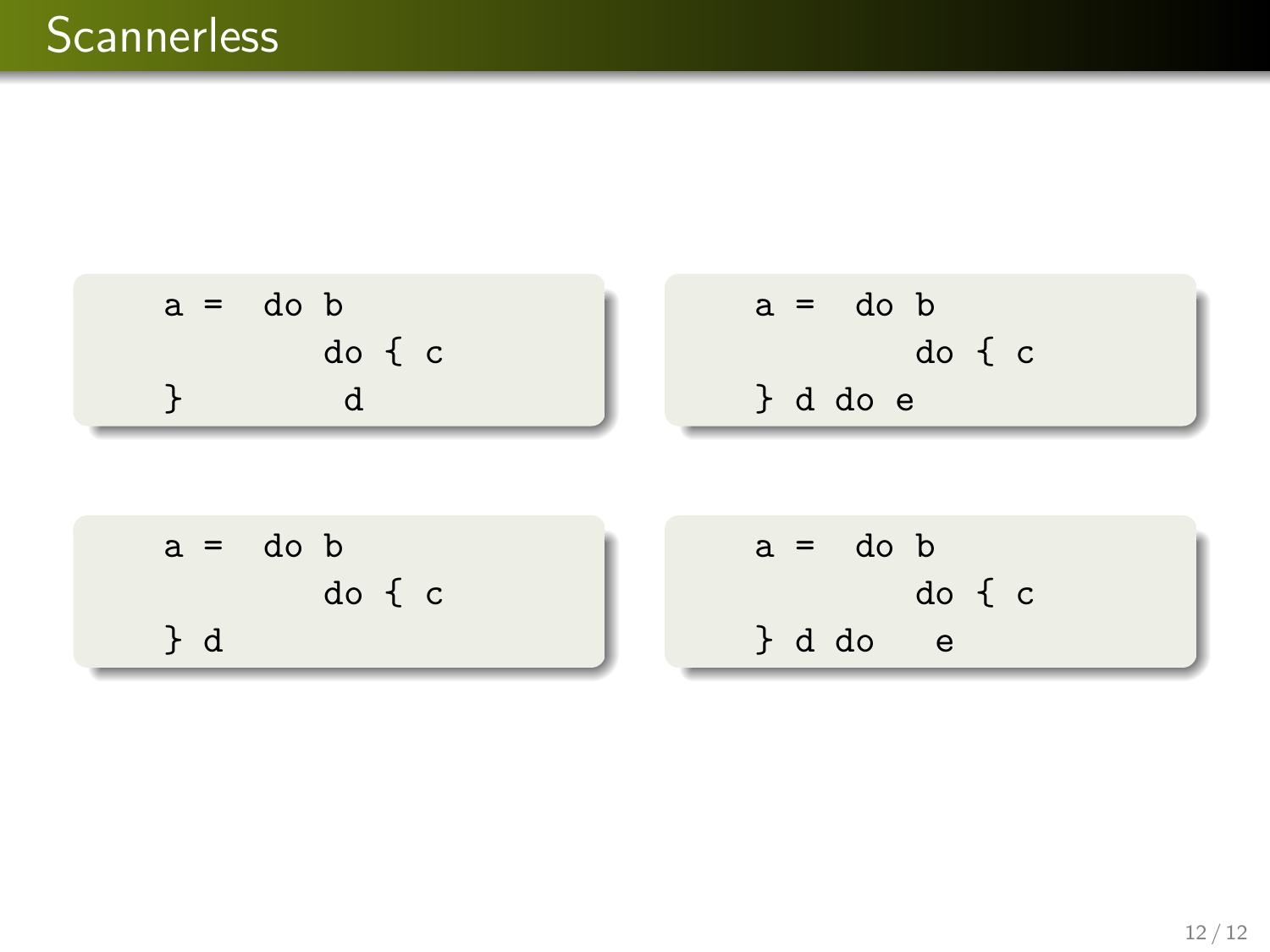# Scannerless

```
a =  do b
        do { c
}        d
```

```
a =  do b
        do { c
} d do e
```

```
a =  do b
        do { c
} d
```

```
a =  do b
        do { c
} d do   e
```